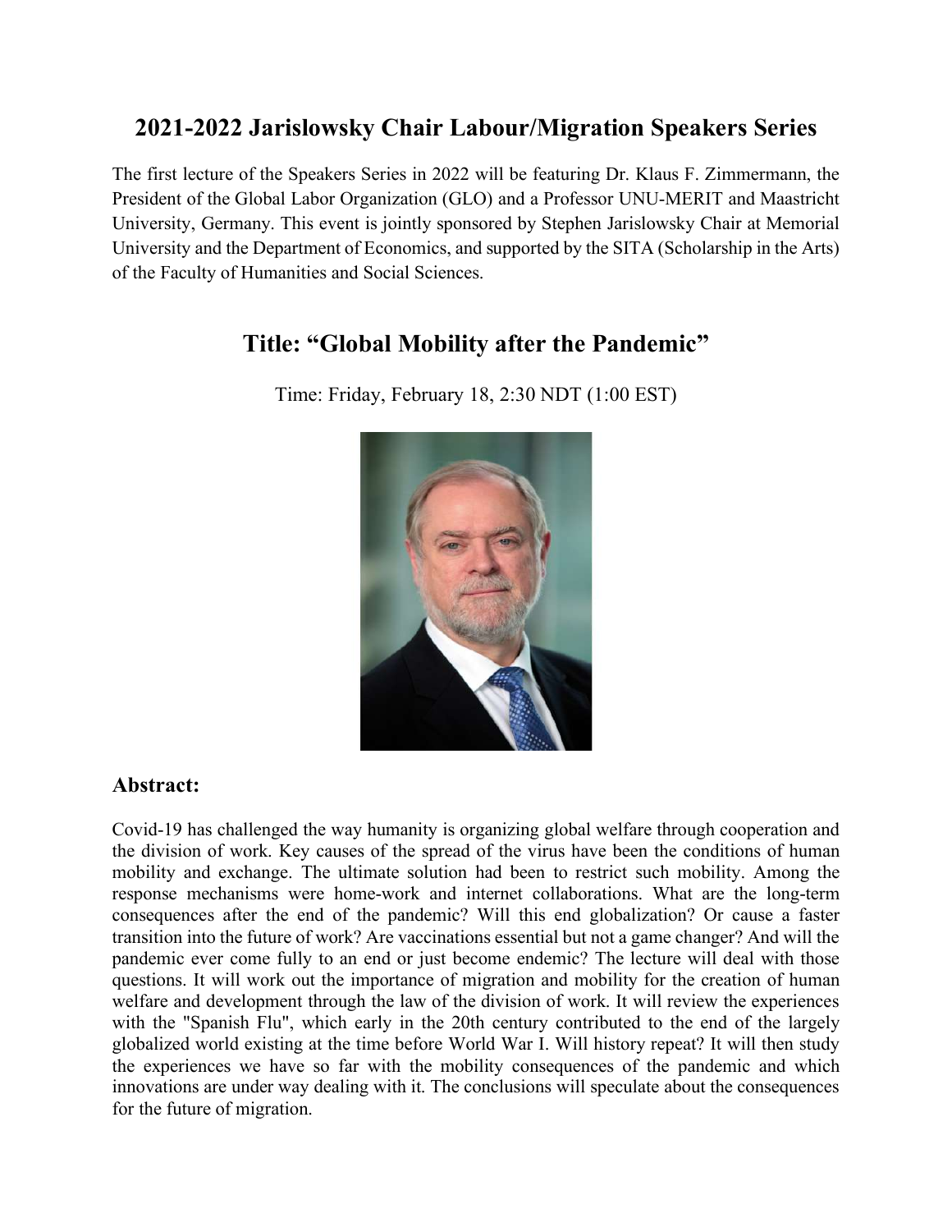# 2021-2022 Jarislowsky Chair Labour/Migration Speakers Series

The first lecture of the Speakers Series in 2022 will be featuring Dr. Klaus F. Zimmermann, the President of the Global Labor Organization (GLO) and a Professor UNU-MERIT and Maastricht University, Germany. This event is jointly sponsored by Stephen Jarislowsky Chair at Memorial University and the Department of Economics, and supported by the SITA (Scholarship in the Arts) of the Faculty of Humanities and Social Sciences.

## Title: "Global Mobility after the Pandemic"

Time: Friday, February 18, 2:30 NDT (1:00 EST)

### Abstract:

Covid-19 has challenged the way humanity is organizing global welfare through cooperation and the division of work. Key causes of the spread of the virus have been the conditions of human mobility and exchange. The ultimate solution had been to restrict such mobility. Among the response mechanisms were home-work and internet collaborations. What are the long-term consequences after the end of the pandemic? Will this end globalization? Or cause a faster transition into the future of work? Are vaccinations essential but not a game changer? And will the pandemic ever come fully to an end or just become endemic? The lecture will deal with those questions. It will work out the importance of migration and mobility for the creation of human welfare and development through the law of the division of work. It will review the experiences with the "Spanish Flu", which early in the 20th century contributed to the end of the largely globalized world existing at the time before World War I. Will history repeat? It will then study the experiences we have so far with the mobility consequences of the pandemic and which innovations are under way dealing with it. The conclusions will speculate about the consequences for the future of migration.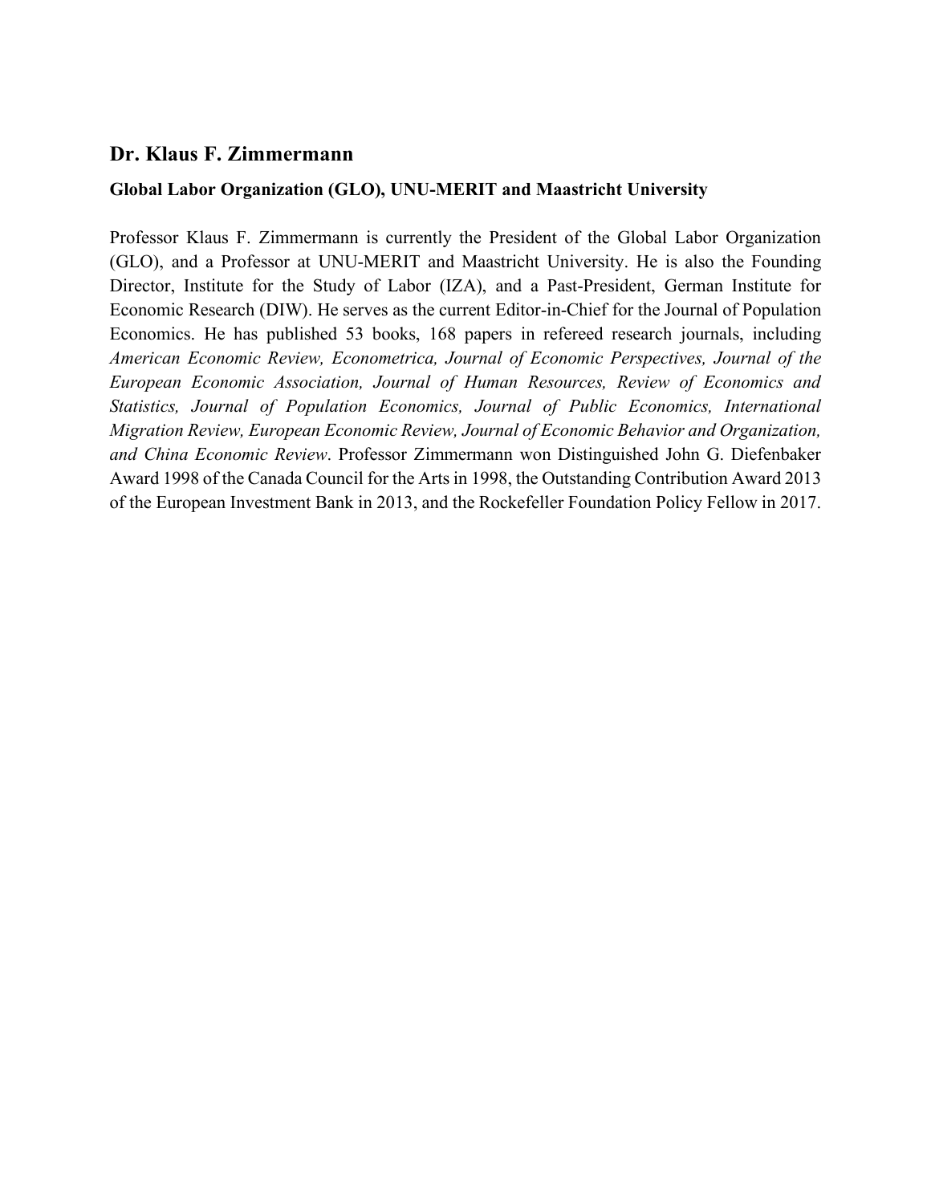## Dr. Klaus F. Zimmermann

**Global Labor Organization (GLO), UNU-MERIT and Maastricht University**

Professor Klaus F. Zimmermann is currently the President of the Global Labor Organization (GLO), and a Professor at UNU-MERIT and Maastricht University. He is also the Founding Director, Institute for the Study of Labor (IZA), and a Past-President, German Institute for Economic Research (DIW). He serves as the current Editor-in-Chief for the Journal of Population Economics. He has published 53 books, 168 papers in refereed research journals, including *American Economic Review, Econometrica, Journal of Economic Perspectives, Journal of the European Economic Association, Journal of Human Resources, Review of Economics and Statistics, Journal of Population Economics, Journal of Public Economics, International Migration Review, European Economic Review, Journal of Economic Behavior and Organization, and China Economic Review*. Professor Zimmermann won Distinguished John G. Diefenbaker Award 1998 of the Canada Council for the Arts in 1998, the Outstanding Contribution Award 2013 of the European Investment Bank in 2013, and the Rockefeller Foundation Policy Fellow in 2017.